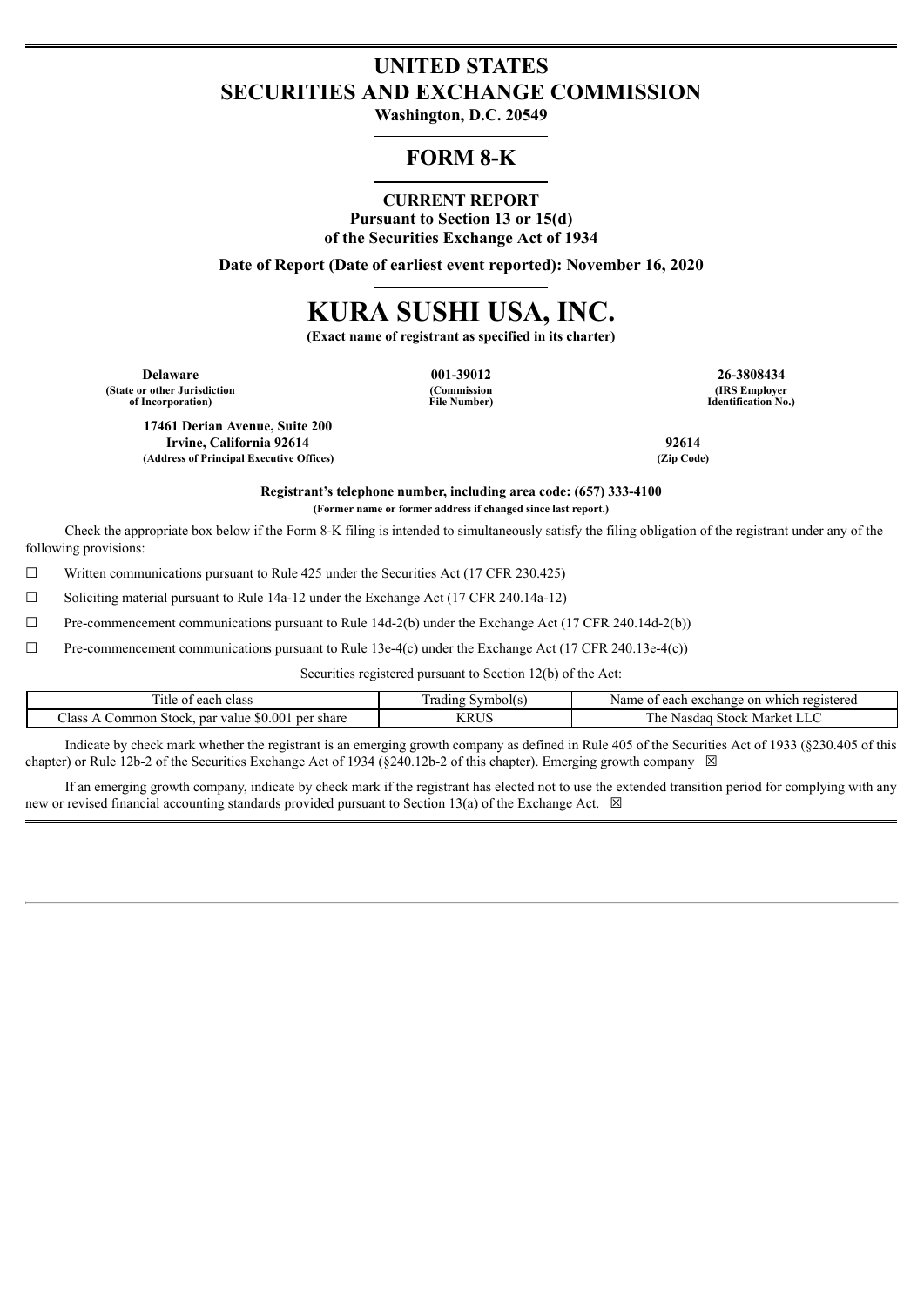# UNITED STATES
# SECURITIES AND EXCHANGE COMMISSION

**Washington, D.C. 20549**

## FORM 8-K

**CURRENT REPORT**
**Pursuant to Section 13 or 15(d)**
**of the Securities Exchange Act of 1934**

**Date of Report (Date of earliest event reported): November 16, 2020**

# KURA SUSHI USA, INC.

**(Exact name of registrant as specified in its charter)**

| **Delaware** | **001-39012** | **26-3808434** |
|---|---|---|
| **(State or other Jurisdiction of Incorporation)** | **(Commission File Number)** | **(IRS Employer Identification No.)** |

| **17461 Derian Avenue, Suite 200 Irvine, California 92614** | **92614** |
|---|---|
| **(Address of Principal Executive Offices)** | **(Zip Code)** |

**Registrant's telephone number, including area code: (657) 333-4100**

**(Former name or former address if changed since last report.)**

Check the appropriate box below if the Form 8-K filing is intended to simultaneously satisfy the filing obligation of the registrant under any of the following provisions:

☐ Written communications pursuant to Rule 425 under the Securities Act (17 CFR 230.425)

☐ Soliciting material pursuant to Rule 14a-12 under the Exchange Act (17 CFR 240.14a-12)

☐ Pre-commencement communications pursuant to Rule 14d-2(b) under the Exchange Act (17 CFR 240.14d-2(b))

☐ Pre-commencement communications pursuant to Rule 13e-4(c) under the Exchange Act (17 CFR 240.13e-4(c))

Securities registered pursuant to Section 12(b) of the Act:

| Title of each class | Trading Symbol(s) | Name of each exchange on which registered |
|---|---|---|
| Class A Common Stock, par value $0.001 per share | KRUS | The Nasdaq Stock Market LLC |

Indicate by check mark whether the registrant is an emerging growth company as defined in Rule 405 of the Securities Act of 1933 (§230.405 of this chapter) or Rule 12b-2 of the Securities Exchange Act of 1934 (§240.12b-2 of this chapter). Emerging growth company ☒

If an emerging growth company, indicate by check mark if the registrant has elected not to use the extended transition period for complying with any new or revised financial accounting standards provided pursuant to Section 13(a) of the Exchange Act. ☒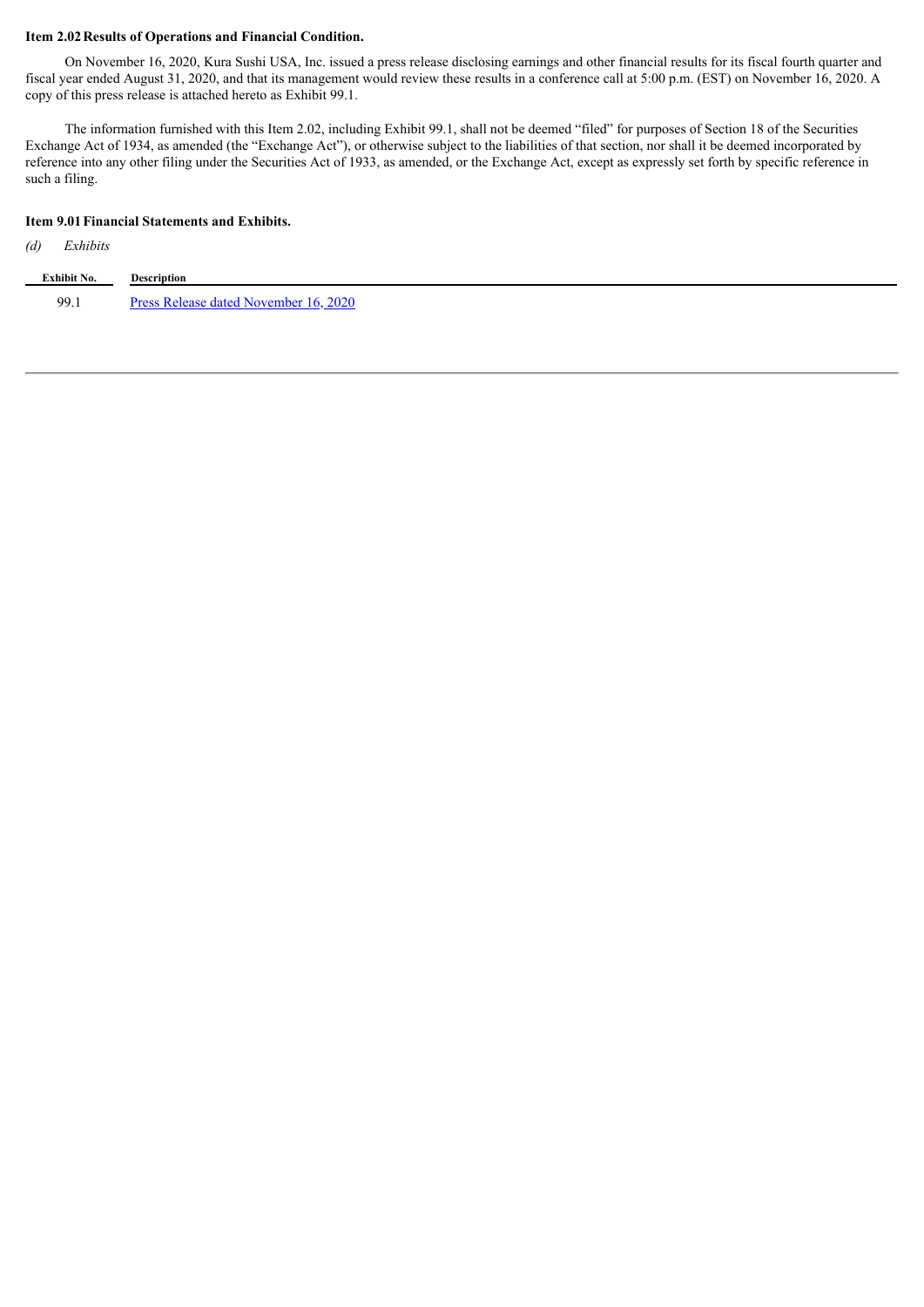**Item 2.02 Results of Operations and Financial Condition.**

On November 16, 2020, Kura Sushi USA, Inc. issued a press release disclosing earnings and other financial results for its fiscal fourth quarter and fiscal year ended August 31, 2020, and that its management would review these results in a conference call at 5:00 p.m. (EST) on November 16, 2020. A copy of this press release is attached hereto as Exhibit 99.1.

The information furnished with this Item 2.02, including Exhibit 99.1, shall not be deemed "filed" for purposes of Section 18 of the Securities Exchange Act of 1934, as amended (the "Exchange Act"), or otherwise subject to the liabilities of that section, nor shall it be deemed incorporated by reference into any other filing under the Securities Act of 1933, as amended, or the Exchange Act, except as expressly set forth by specific reference in such a filing.

**Item 9.01 Financial Statements and Exhibits.**

*(d) Exhibits*

| Exhibit No. | Description |
|---|---|
| 99.1 | Press Release dated November 16, 2020 |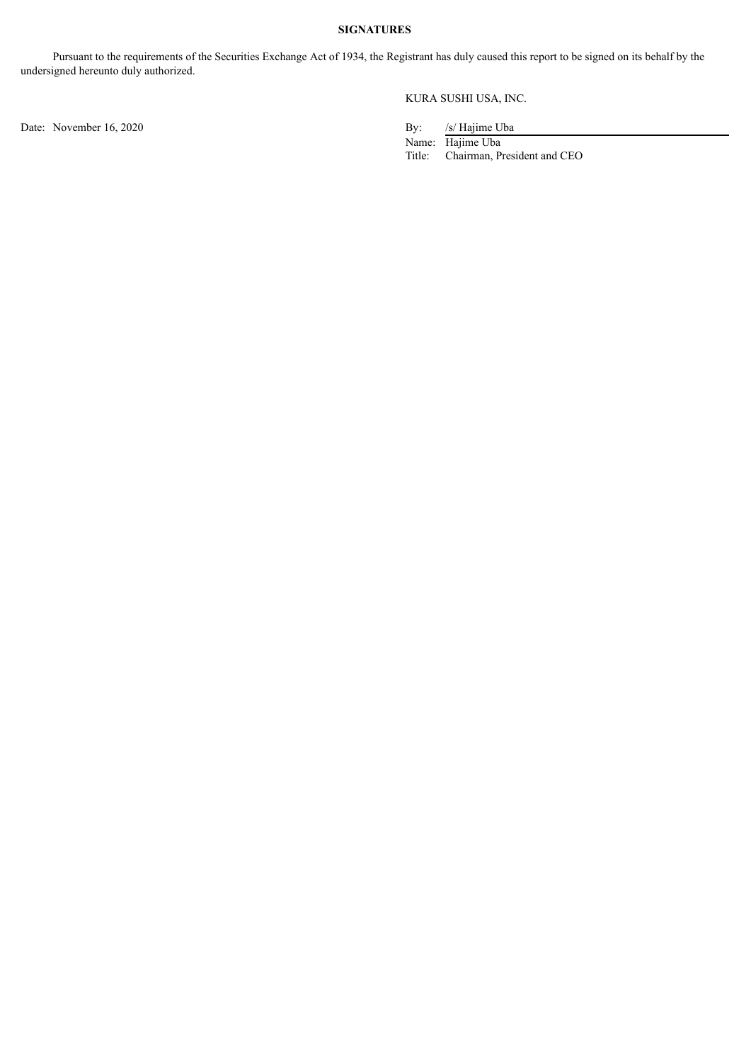**SIGNATURES**

Pursuant to the requirements of the Securities Exchange Act of 1934, the Registrant has duly caused this report to be signed on its behalf by the undersigned hereunto duly authorized.

KURA SUSHI USA, INC.

| | | |
|---|---|---|
| Date: November 16, 2020 | By: | /s/ Hajime Uba |
| | Name: | Hajime Uba |
| | Title: | Chairman, President and CEO |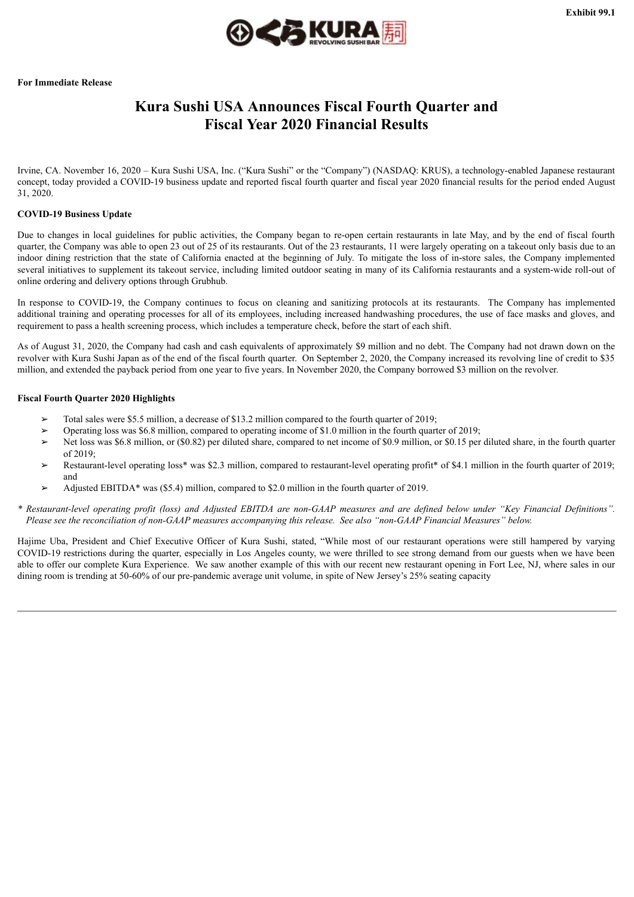Exhibit 99.1

**For Immediate Release**

# Kura Sushi USA Announces Fiscal Fourth Quarter and Fiscal Year 2020 Financial Results

Irvine, CA. November 16, 2020 – Kura Sushi USA, Inc. ("Kura Sushi" or the "Company") (NASDAQ: KRUS), a technology-enabled Japanese restaurant concept, today provided a COVID-19 business update and reported fiscal fourth quarter and fiscal year 2020 financial results for the period ended August 31, 2020.

**COVID-19 Business Update**

Due to changes in local guidelines for public activities, the Company began to re-open certain restaurants in late May, and by the end of fiscal fourth quarter, the Company was able to open 23 out of 25 of its restaurants. Out of the 23 restaurants, 11 were largely operating on a takeout only basis due to an indoor dining restriction that the state of California enacted at the beginning of July. To mitigate the loss of in-store sales, the Company implemented several initiatives to supplement its takeout service, including limited outdoor seating in many of its California restaurants and a system-wide roll-out of online ordering and delivery options through Grubhub.

In response to COVID-19, the Company continues to focus on cleaning and sanitizing protocols at its restaurants. The Company has implemented additional training and operating processes for all of its employees, including increased handwashing procedures, the use of face masks and gloves, and requirement to pass a health screening process, which includes a temperature check, before the start of each shift.

As of August 31, 2020, the Company had cash and cash equivalents of approximately $9 million and no debt. The Company had not drawn down on the revolver with Kura Sushi Japan as of the end of the fiscal fourth quarter. On September 2, 2020, the Company increased its revolving line of credit to $35 million, and extended the payback period from one year to five years. In November 2020, the Company borrowed $3 million on the revolver.

**Fiscal Fourth Quarter 2020 Highlights**

- Total sales were $5.5 million, a decrease of $13.2 million compared to the fourth quarter of 2019;
- Operating loss was $6.8 million, compared to operating income of $1.0 million in the fourth quarter of 2019;
- Net loss was $6.8 million, or ($0.82) per diluted share, compared to net income of $0.9 million, or $0.15 per diluted share, in the fourth quarter of 2019;
- Restaurant-level operating loss* was $2.3 million, compared to restaurant-level operating profit* of $4.1 million in the fourth quarter of 2019; and
- Adjusted EBITDA* was ($5.4) million, compared to $2.0 million in the fourth quarter of 2019.

*\* Restaurant-level operating profit (loss) and Adjusted EBITDA are non-GAAP measures and are defined below under "Key Financial Definitions". Please see the reconciliation of non-GAAP measures accompanying this release. See also "non-GAAP Financial Measures" below.*

Hajime Uba, President and Chief Executive Officer of Kura Sushi, stated, "While most of our restaurant operations were still hampered by varying COVID-19 restrictions during the quarter, especially in Los Angeles county, we were thrilled to see strong demand from our guests when we have been able to offer our complete Kura Experience. We saw another example of this with our recent new restaurant opening in Fort Lee, NJ, where sales in our dining room is trending at 50-60% of our pre-pandemic average unit volume, in spite of New Jersey's 25% seating capacity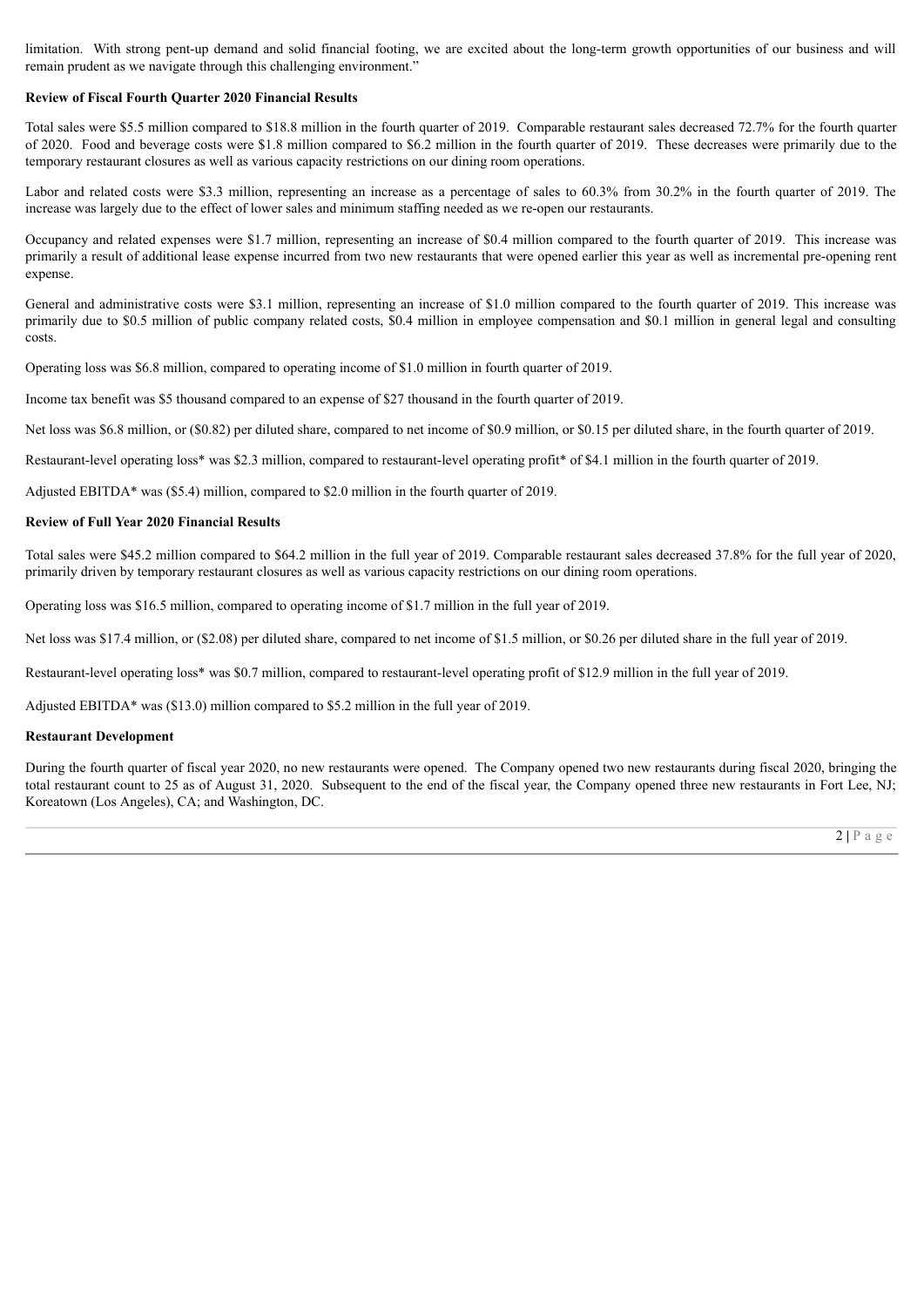limitation. With strong pent-up demand and solid financial footing, we are excited about the long-term growth opportunities of our business and will remain prudent as we navigate through this challenging environment."

**Review of Fiscal Fourth Quarter 2020 Financial Results**

Total sales were $5.5 million compared to $18.8 million in the fourth quarter of 2019. Comparable restaurant sales decreased 72.7% for the fourth quarter of 2020. Food and beverage costs were $1.8 million compared to $6.2 million in the fourth quarter of 2019. These decreases were primarily due to the temporary restaurant closures as well as various capacity restrictions on our dining room operations.

Labor and related costs were $3.3 million, representing an increase as a percentage of sales to 60.3% from 30.2% in the fourth quarter of 2019. The increase was largely due to the effect of lower sales and minimum staffing needed as we re-open our restaurants.

Occupancy and related expenses were $1.7 million, representing an increase of $0.4 million compared to the fourth quarter of 2019. This increase was primarily a result of additional lease expense incurred from two new restaurants that were opened earlier this year as well as incremental pre-opening rent expense.

General and administrative costs were $3.1 million, representing an increase of $1.0 million compared to the fourth quarter of 2019. This increase was primarily due to $0.5 million of public company related costs, $0.4 million in employee compensation and $0.1 million in general legal and consulting costs.

Operating loss was $6.8 million, compared to operating income of $1.0 million in fourth quarter of 2019.

Income tax benefit was $5 thousand compared to an expense of $27 thousand in the fourth quarter of 2019.

Net loss was $6.8 million, or ($0.82) per diluted share, compared to net income of $0.9 million, or $0.15 per diluted share, in the fourth quarter of 2019.

Restaurant-level operating loss* was $2.3 million, compared to restaurant-level operating profit* of $4.1 million in the fourth quarter of 2019.

Adjusted EBITDA* was ($5.4) million, compared to $2.0 million in the fourth quarter of 2019.

**Review of Full Year 2020 Financial Results**

Total sales were $45.2 million compared to $64.2 million in the full year of 2019. Comparable restaurant sales decreased 37.8% for the full year of 2020, primarily driven by temporary restaurant closures as well as various capacity restrictions on our dining room operations.

Operating loss was $16.5 million, compared to operating income of $1.7 million in the full year of 2019.

Net loss was $17.4 million, or ($2.08) per diluted share, compared to net income of $1.5 million, or $0.26 per diluted share in the full year of 2019.

Restaurant-level operating loss* was $0.7 million, compared to restaurant-level operating profit of $12.9 million in the full year of 2019.

Adjusted EBITDA* was ($13.0) million compared to $5.2 million in the full year of 2019.

**Restaurant Development**

During the fourth quarter of fiscal year 2020, no new restaurants were opened. The Company opened two new restaurants during fiscal 2020, bringing the total restaurant count to 25 as of August 31, 2020. Subsequent to the end of the fiscal year, the Company opened three new restaurants in Fort Lee, NJ; Koreatown (Los Angeles), CA; and Washington, DC.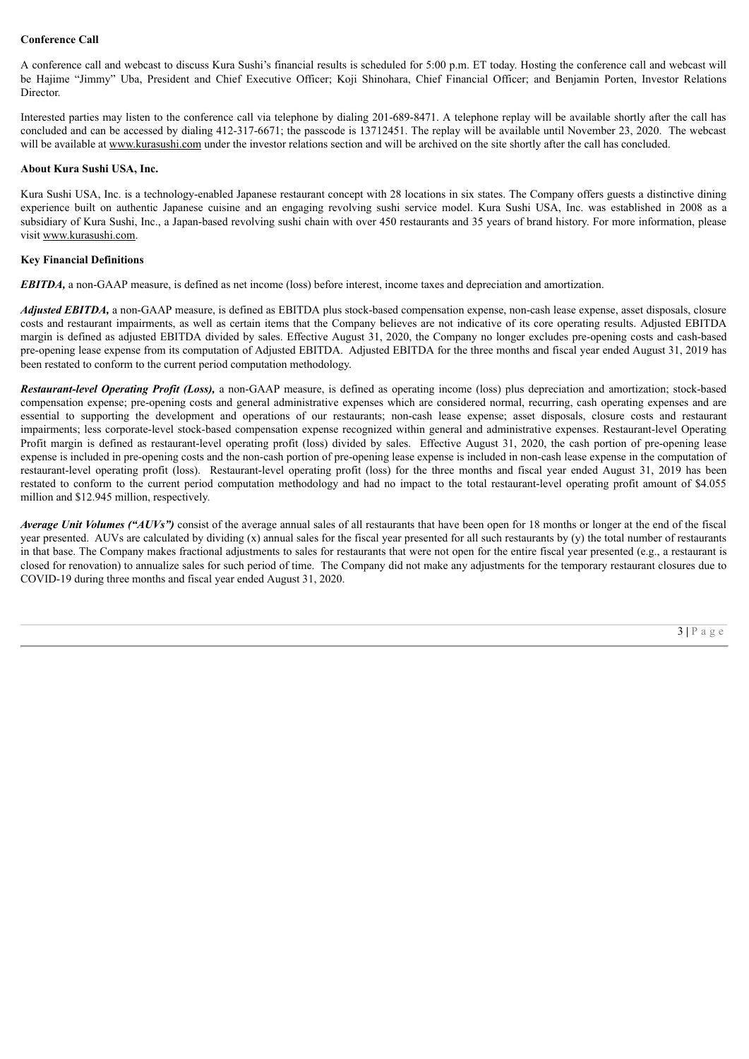**Conference Call**

A conference call and webcast to discuss Kura Sushi's financial results is scheduled for 5:00 p.m. ET today. Hosting the conference call and webcast will be Hajime "Jimmy" Uba, President and Chief Executive Officer; Koji Shinohara, Chief Financial Officer; and Benjamin Porten, Investor Relations Director.

Interested parties may listen to the conference call via telephone by dialing 201-689-8471. A telephone replay will be available shortly after the call has concluded and can be accessed by dialing 412-317-6671; the passcode is 13712451. The replay will be available until November 23, 2020. The webcast will be available at www.kurasushi.com under the investor relations section and will be archived on the site shortly after the call has concluded.

**About Kura Sushi USA, Inc.**

Kura Sushi USA, Inc. is a technology-enabled Japanese restaurant concept with 28 locations in six states. The Company offers guests a distinctive dining experience built on authentic Japanese cuisine and an engaging revolving sushi service model. Kura Sushi USA, Inc. was established in 2008 as a subsidiary of Kura Sushi, Inc., a Japan-based revolving sushi chain with over 450 restaurants and 35 years of brand history. For more information, please visit www.kurasushi.com.

**Key Financial Definitions**

***EBITDA,*** a non-GAAP measure, is defined as net income (loss) before interest, income taxes and depreciation and amortization.

***Adjusted EBITDA,*** a non-GAAP measure, is defined as EBITDA plus stock-based compensation expense, non-cash lease expense, asset disposals, closure costs and restaurant impairments, as well as certain items that the Company believes are not indicative of its core operating results. Adjusted EBITDA margin is defined as adjusted EBITDA divided by sales. Effective August 31, 2020, the Company no longer excludes pre-opening costs and cash-based pre-opening lease expense from its computation of Adjusted EBITDA. Adjusted EBITDA for the three months and fiscal year ended August 31, 2019 has been restated to conform to the current period computation methodology.

***Restaurant-level Operating Profit (Loss),*** a non-GAAP measure, is defined as operating income (loss) plus depreciation and amortization; stock-based compensation expense; pre-opening costs and general administrative expenses which are considered normal, recurring, cash operating expenses and are essential to supporting the development and operations of our restaurants; non-cash lease expense; asset disposals, closure costs and restaurant impairments; less corporate-level stock-based compensation expense recognized within general and administrative expenses. Restaurant-level Operating Profit margin is defined as restaurant-level operating profit (loss) divided by sales. Effective August 31, 2020, the cash portion of pre-opening lease expense is included in pre-opening costs and the non-cash portion of pre-opening lease expense is included in non-cash lease expense in the computation of restaurant-level operating profit (loss). Restaurant-level operating profit (loss) for the three months and fiscal year ended August 31, 2019 has been restated to conform to the current period computation methodology and had no impact to the total restaurant-level operating profit amount of $4.055 million and $12.945 million, respectively.

***Average Unit Volumes ("AUVs")*** consist of the average annual sales of all restaurants that have been open for 18 months or longer at the end of the fiscal year presented. AUVs are calculated by dividing (x) annual sales for the fiscal year presented for all such restaurants by (y) the total number of restaurants in that base. The Company makes fractional adjustments to sales for restaurants that were not open for the entire fiscal year presented (e.g., a restaurant is closed for renovation) to annualize sales for such period of time. The Company did not make any adjustments for the temporary restaurant closures due to COVID-19 during three months and fiscal year ended August 31, 2020.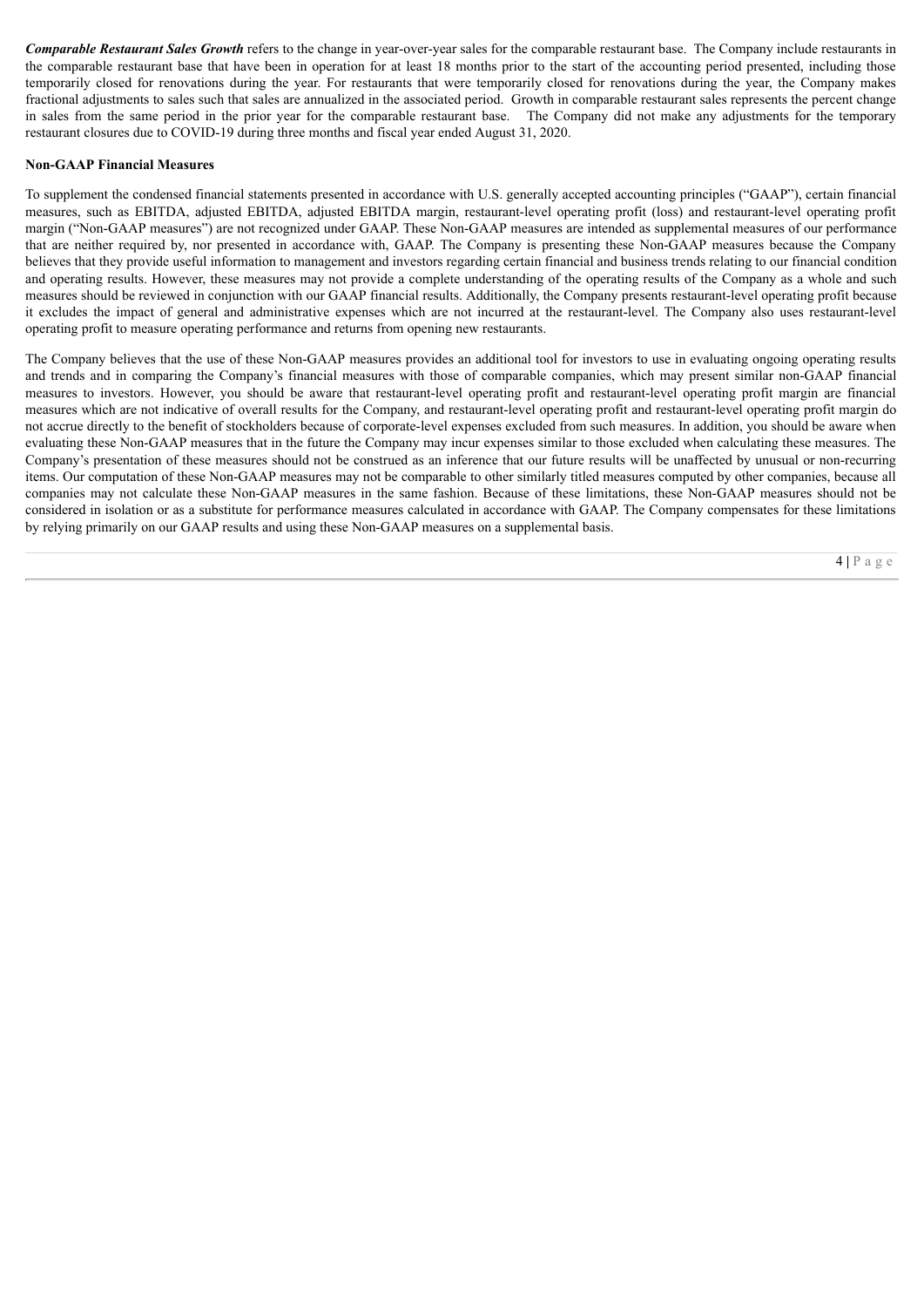***Comparable Restaurant Sales Growth*** refers to the change in year-over-year sales for the comparable restaurant base. The Company include restaurants in the comparable restaurant base that have been in operation for at least 18 months prior to the start of the accounting period presented, including those temporarily closed for renovations during the year. For restaurants that were temporarily closed for renovations during the year, the Company makes fractional adjustments to sales such that sales are annualized in the associated period. Growth in comparable restaurant sales represents the percent change in sales from the same period in the prior year for the comparable restaurant base. The Company did not make any adjustments for the temporary restaurant closures due to COVID-19 during three months and fiscal year ended August 31, 2020.

**Non-GAAP Financial Measures**

To supplement the condensed financial statements presented in accordance with U.S. generally accepted accounting principles ("GAAP"), certain financial measures, such as EBITDA, adjusted EBITDA, adjusted EBITDA margin, restaurant-level operating profit (loss) and restaurant-level operating profit margin ("Non-GAAP measures") are not recognized under GAAP. These Non-GAAP measures are intended as supplemental measures of our performance that are neither required by, nor presented in accordance with, GAAP. The Company is presenting these Non-GAAP measures because the Company believes that they provide useful information to management and investors regarding certain financial and business trends relating to our financial condition and operating results. However, these measures may not provide a complete understanding of the operating results of the Company as a whole and such measures should be reviewed in conjunction with our GAAP financial results. Additionally, the Company presents restaurant-level operating profit because it excludes the impact of general and administrative expenses which are not incurred at the restaurant-level. The Company also uses restaurant-level operating profit to measure operating performance and returns from opening new restaurants.

The Company believes that the use of these Non-GAAP measures provides an additional tool for investors to use in evaluating ongoing operating results and trends and in comparing the Company's financial measures with those of comparable companies, which may present similar non-GAAP financial measures to investors. However, you should be aware that restaurant-level operating profit and restaurant-level operating profit margin are financial measures which are not indicative of overall results for the Company, and restaurant-level operating profit and restaurant-level operating profit margin do not accrue directly to the benefit of stockholders because of corporate-level expenses excluded from such measures. In addition, you should be aware when evaluating these Non-GAAP measures that in the future the Company may incur expenses similar to those excluded when calculating these measures. The Company's presentation of these measures should not be construed as an inference that our future results will be unaffected by unusual or non-recurring items. Our computation of these Non-GAAP measures may not be comparable to other similarly titled measures computed by other companies, because all companies may not calculate these Non-GAAP measures in the same fashion. Because of these limitations, these Non-GAAP measures should not be considered in isolation or as a substitute for performance measures calculated in accordance with GAAP. The Company compensates for these limitations by relying primarily on our GAAP results and using these Non-GAAP measures on a supplemental basis.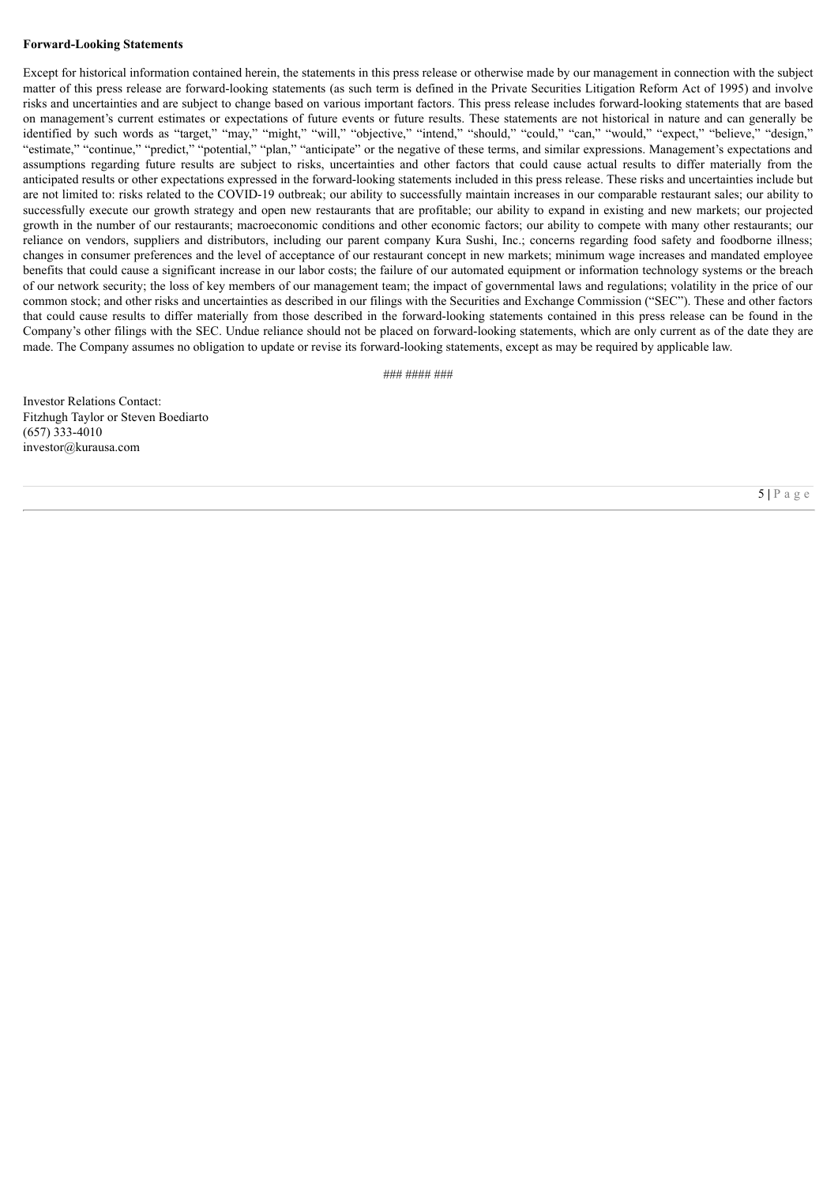**Forward-Looking Statements**

Except for historical information contained herein, the statements in this press release or otherwise made by our management in connection with the subject matter of this press release are forward-looking statements (as such term is defined in the Private Securities Litigation Reform Act of 1995) and involve risks and uncertainties and are subject to change based on various important factors. This press release includes forward-looking statements that are based on management's current estimates or expectations of future events or future results. These statements are not historical in nature and can generally be identified by such words as "target," "may," "might," "will," "objective," "intend," "should," "could," "can," "would," "expect," "believe," "design," "estimate," "continue," "predict," "potential," "plan," "anticipate" or the negative of these terms, and similar expressions. Management's expectations and assumptions regarding future results are subject to risks, uncertainties and other factors that could cause actual results to differ materially from the anticipated results or other expectations expressed in the forward-looking statements included in this press release. These risks and uncertainties include but are not limited to: risks related to the COVID-19 outbreak; our ability to successfully maintain increases in our comparable restaurant sales; our ability to successfully execute our growth strategy and open new restaurants that are profitable; our ability to expand in existing and new markets; our projected growth in the number of our restaurants; macroeconomic conditions and other economic factors; our ability to compete with many other restaurants; our reliance on vendors, suppliers and distributors, including our parent company Kura Sushi, Inc.; concerns regarding food safety and foodborne illness; changes in consumer preferences and the level of acceptance of our restaurant concept in new markets; minimum wage increases and mandated employee benefits that could cause a significant increase in our labor costs; the failure of our automated equipment or information technology systems or the breach of our network security; the loss of key members of our management team; the impact of governmental laws and regulations; volatility in the price of our common stock; and other risks and uncertainties as described in our filings with the Securities and Exchange Commission ("SEC"). These and other factors that could cause results to differ materially from those described in the forward-looking statements contained in this press release can be found in the Company's other filings with the SEC. Undue reliance should not be placed on forward-looking statements, which are only current as of the date they are made. The Company assumes no obligation to update or revise its forward-looking statements, except as may be required by applicable law.

### #### ###

Investor Relations Contact:
Fitzhugh Taylor or Steven Boediarto
(657) 333-4010
investor@kurausa.com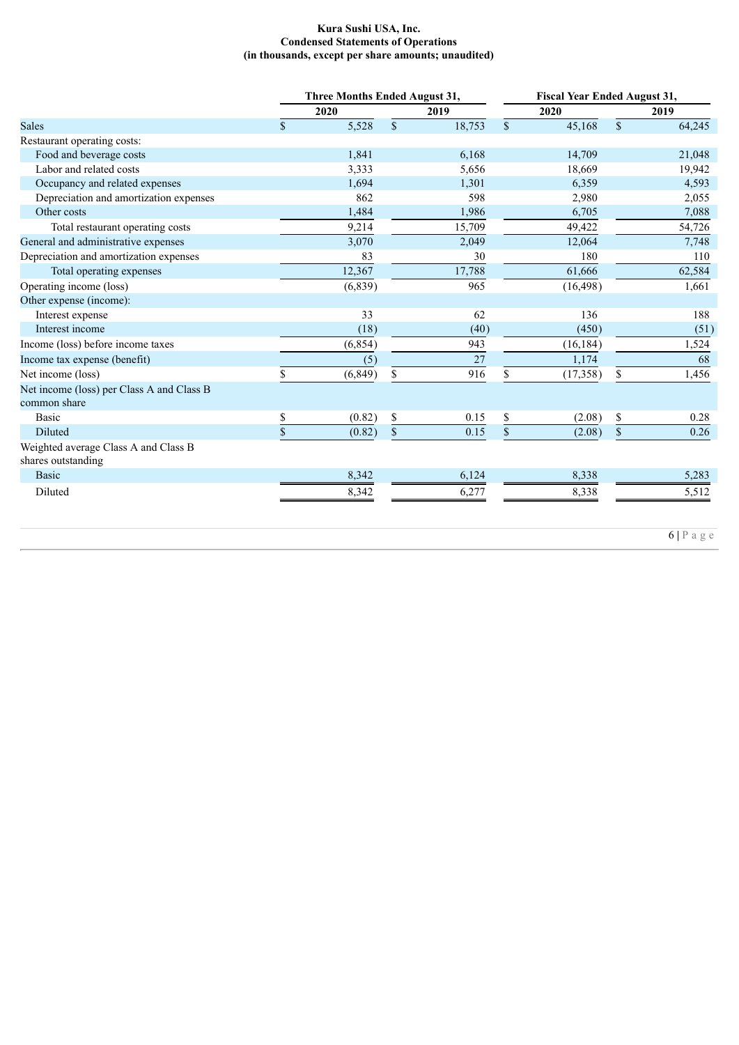**Kura Sushi USA, Inc.**
**Condensed Statements of Operations**
**(in thousands, except per share amounts; unaudited)**

| | Three Months Ended August 31, | | Fiscal Year Ended August 31, | |
|---|---|---|---|---|
| | 2020 | 2019 | 2020 | 2019 |
| Sales | $ 5,528 | $ 18,753 | $ 45,168 | $ 64,245 |
| Restaurant operating costs: | | | | |
| Food and beverage costs | 1,841 | 6,168 | 14,709 | 21,048 |
| Labor and related costs | 3,333 | 5,656 | 18,669 | 19,942 |
| Occupancy and related expenses | 1,694 | 1,301 | 6,359 | 4,593 |
| Depreciation and amortization expenses | 862 | 598 | 2,980 | 2,055 |
| Other costs | 1,484 | 1,986 | 6,705 | 7,088 |
| Total restaurant operating costs | 9,214 | 15,709 | 49,422 | 54,726 |
| General and administrative expenses | 3,070 | 2,049 | 12,064 | 7,748 |
| Depreciation and amortization expenses | 83 | 30 | 180 | 110 |
| Total operating expenses | 12,367 | 17,788 | 61,666 | 62,584 |
| Operating income (loss) | (6,839) | 965 | (16,498) | 1,661 |
| Other expense (income): | | | | |
| Interest expense | 33 | 62 | 136 | 188 |
| Interest income | (18) | (40) | (450) | (51) |
| Income (loss) before income taxes | (6,854) | 943 | (16,184) | 1,524 |
| Income tax expense (benefit) | (5) | 27 | 1,174 | 68 |
| Net income (loss) | $ (6,849) | $ 916 | $ (17,358) | $ 1,456 |
| Net income (loss) per Class A and Class B common share | | | | |
| Basic | $ (0.82) | $ 0.15 | $ (2.08) | $ 0.28 |
| Diluted | $ (0.82) | $ 0.15 | $ (2.08) | $ 0.26 |
| Weighted average Class A and Class B shares outstanding | | | | |
| Basic | 8,342 | 6,124 | 8,338 | 5,283 |
| Diluted | 8,342 | 6,277 | 8,338 | 5,512 |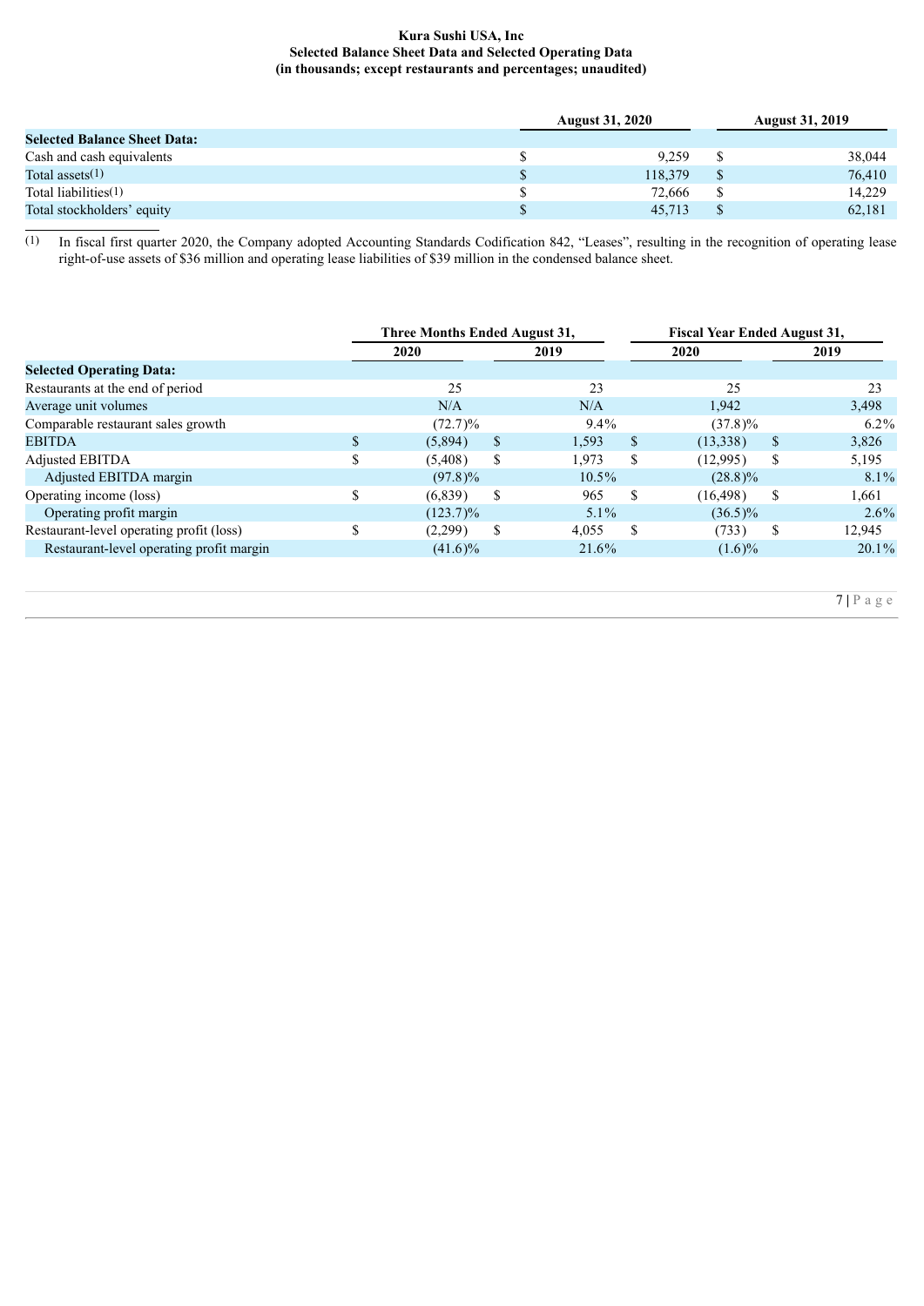**Kura Sushi USA, Inc**
**Selected Balance Sheet Data and Selected Operating Data**
**(in thousands; except restaurants and percentages; unaudited)**

| | August 31, 2020 | August 31, 2019 |
|---|---|---|
| **Selected Balance Sheet Data:** | | |
| Cash and cash equivalents | $ 9,259 | $ 38,044 |
| Total assets[(1)] | $ 118,379 | $ 76,410 |
| Total liabilities[(1)] | $ 72,666 | $ 14,229 |
| Total stockholders' equity | $ 45,713 | $ 62,181 |

(1) In fiscal first quarter 2020, the Company adopted Accounting Standards Codification 842, "Leases", resulting in the recognition of operating lease right-of-use assets of $36 million and operating lease liabilities of $39 million in the condensed balance sheet.

| | Three Months Ended August 31, | | Fiscal Year Ended August 31, | |
|---|---|---|---|---|
| | 2020 | 2019 | 2020 | 2019 |
| **Selected Operating Data:** | | | | |
| Restaurants at the end of period | 25 | 23 | 25 | 23 |
| Average unit volumes | N/A | N/A | 1,942 | 3,498 |
| Comparable restaurant sales growth | (72.7)% | 9.4% | (37.8)% | 6.2% |
| EBITDA | $ (5,894) | $ 1,593 | $ (13,338) | $ 3,826 |
| Adjusted EBITDA | $ (5,408) | $ 1,973 | $ (12,995) | $ 5,195 |
| Adjusted EBITDA margin | (97.8)% | 10.5% | (28.8)% | 8.1% |
| Operating income (loss) | $ (6,839) | $ 965 | $ (16,498) | $ 1,661 |
| Operating profit margin | (123.7)% | 5.1% | (36.5)% | 2.6% |
| Restaurant-level operating profit (loss) | $ (2,299) | $ 4,055 | $ (733) | $ 12,945 |
| Restaurant-level operating profit margin | (41.6)% | 21.6% | (1.6)% | 20.1% |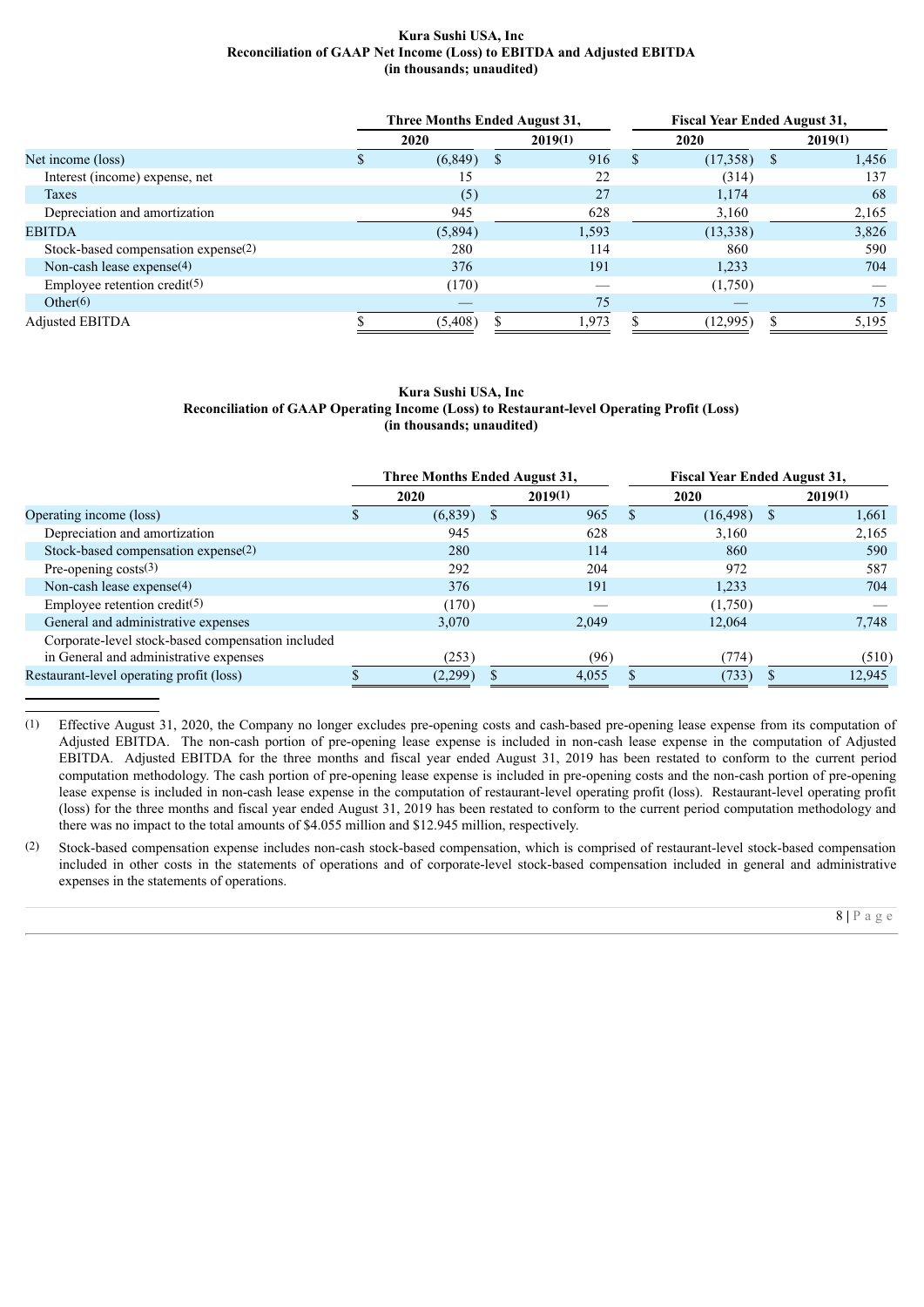**Kura Sushi USA, Inc**
**Reconciliation of GAAP Net Income (Loss) to EBITDA and Adjusted EBITDA**
**(in thousands; unaudited)**

| | Three Months Ended August 31, | | Fiscal Year Ended August 31, | |
|---|---|---|---|---|
| | 2020 | 2019(1) | 2020 | 2019(1) |
| Net income (loss) | $ (6,849) | $ 916 | $ (17,358) | $ 1,456 |
| Interest (income) expense, net | 15 | 22 | (314) | 137 |
| Taxes | (5) | 27 | 1,174 | 68 |
| Depreciation and amortization | 945 | 628 | 3,160 | 2,165 |
| EBITDA | (5,894) | 1,593 | (13,338) | 3,826 |
| Stock-based compensation expense(2) | 280 | 114 | 860 | 590 |
| Non-cash lease expense(4) | 376 | 191 | 1,233 | 704 |
| Employee retention credit(5) | (170) | — | (1,750) | — |
| Other(6) | — | 75 | — | 75 |
| Adjusted EBITDA | $ (5,408) | $ 1,973 | $ (12,995) | $ 5,195 |

**Kura Sushi USA, Inc**
**Reconciliation of GAAP Operating Income (Loss) to Restaurant-level Operating Profit (Loss)**
**(in thousands; unaudited)**

| | Three Months Ended August 31, | | Fiscal Year Ended August 31, | |
|---|---|---|---|---|
| | 2020 | 2019(1) | 2020 | 2019(1) |
| Operating income (loss) | $ (6,839) | $ 965 | $ (16,498) | $ 1,661 |
| Depreciation and amortization | 945 | 628 | 3,160 | 2,165 |
| Stock-based compensation expense(2) | 280 | 114 | 860 | 590 |
| Pre-opening costs(3) | 292 | 204 | 972 | 587 |
| Non-cash lease expense(4) | 376 | 191 | 1,233 | 704 |
| Employee retention credit(5) | (170) | — | (1,750) | — |
| General and administrative expenses | 3,070 | 2,049 | 12,064 | 7,748 |
| Corporate-level stock-based compensation included in General and administrative expenses | (253) | (96) | (774) | (510) |
| Restaurant-level operating profit (loss) | $ (2,299) | $ 4,055 | $ (733) | $ 12,945 |

(1) Effective August 31, 2020, the Company no longer excludes pre-opening costs and cash-based pre-opening lease expense from its computation of Adjusted EBITDA. The non-cash portion of pre-opening lease expense is included in non-cash lease expense in the computation of Adjusted EBITDA. Adjusted EBITDA for the three months and fiscal year ended August 31, 2019 has been restated to conform to the current period computation methodology. The cash portion of pre-opening lease expense is included in pre-opening costs and the non-cash portion of pre-opening lease expense is included in non-cash lease expense in the computation of restaurant-level operating profit (loss). Restaurant-level operating profit (loss) for the three months and fiscal year ended August 31, 2019 has been restated to conform to the current period computation methodology and there was no impact to the total amounts of $4.055 million and $12.945 million, respectively.

(2) Stock-based compensation expense includes non-cash stock-based compensation, which is comprised of restaurant-level stock-based compensation included in other costs in the statements of operations and of corporate-level stock-based compensation included in general and administrative expenses in the statements of operations.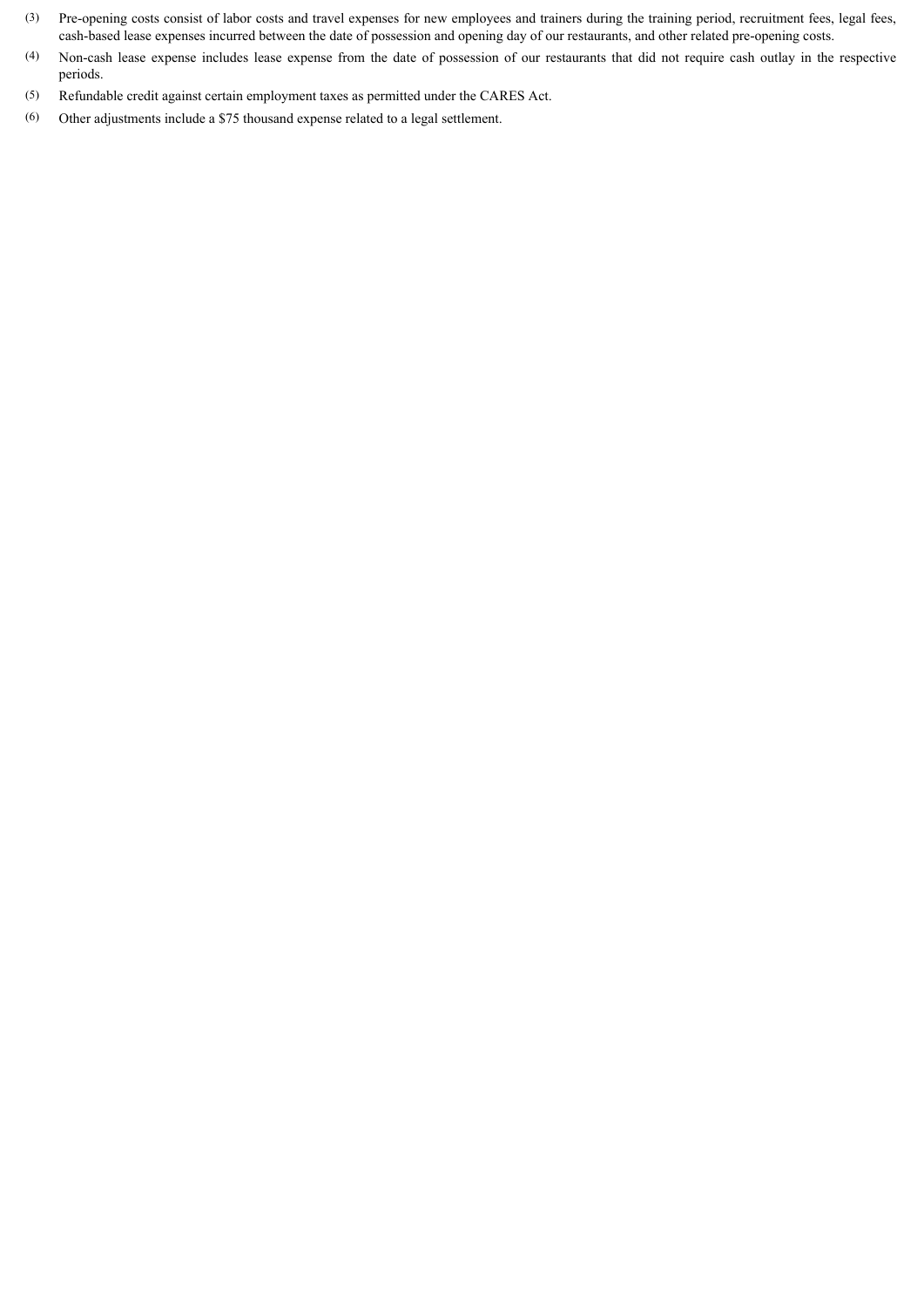(3) Pre-opening costs consist of labor costs and travel expenses for new employees and trainers during the training period, recruitment fees, legal fees, cash-based lease expenses incurred between the date of possession and opening day of our restaurants, and other related pre-opening costs.

(4) Non-cash lease expense includes lease expense from the date of possession of our restaurants that did not require cash outlay in the respective periods.

(5) Refundable credit against certain employment taxes as permitted under the CARES Act.

(6) Other adjustments include a $75 thousand expense related to a legal settlement.